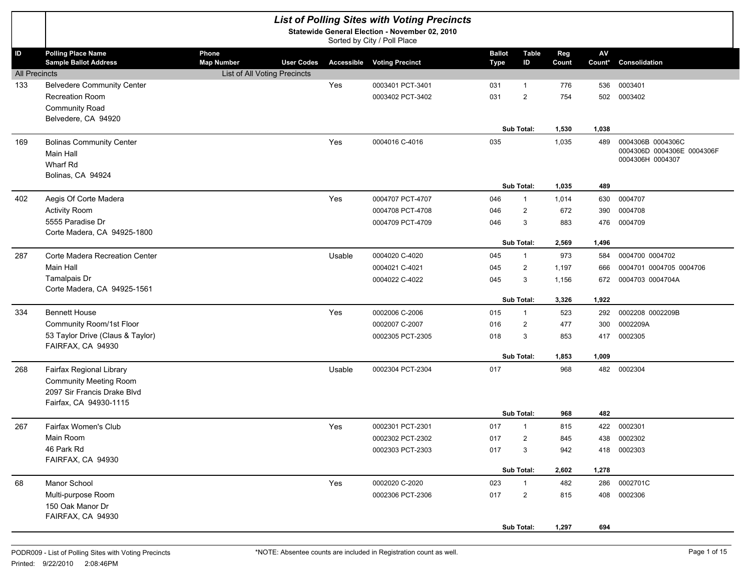# List of Polling Sites with Voting Precincts

**Statewide General Election - November 02, 2010**

Sorted by City / Poll Place

| ID | Polling Place Name / Sample Ballot Address | Phone / Map Number | User Codes | Accessible | Voting Precinct | Ballot Type | Table ID | Reg Count | AV Count* | Consolidation |
|---|---|---|---|---|---|---|---|---|---|---|
| All Precincts | | List of All Voting Precincts | | | | | | | | |
| 133 | Belvedere Community Center | | | Yes | 0003401 PCT-3401 | 031 | 1 | 776 | 536 | 0003401 |
| | Recreation Room | | | | 0003402 PCT-3402 | 031 | 2 | 754 | 502 | 0003402 |
| | Community Road | | | | | | | | | |
| | Belvedere, CA 94920 | | | | | | | | | |
| | | | | | | | **Sub Total:** | **1,530** | **1,038** | |
| 169 | Bolinas Community Center | | | Yes | 0004016 C-4016 | 035 | | 1,035 | 489 | 0004306B 0004306C 0004306D 0004306E 0004306F 0004306H 0004307 |
| | Main Hall | | | | | | | | | |
| | Wharf Rd | | | | | | | | | |
| | Bolinas, CA 94924 | | | | | | | | | |
| | | | | | | | **Sub Total:** | **1,035** | **489** | |
| 402 | Aegis Of Corte Madera | | | Yes | 0004707 PCT-4707 | 046 | 1 | 1,014 | 630 | 0004707 |
| | Activity Room | | | | 0004708 PCT-4708 | 046 | 2 | 672 | 390 | 0004708 |
| | 5555 Paradise Dr | | | | 0004709 PCT-4709 | 046 | 3 | 883 | 476 | 0004709 |
| | Corte Madera, CA 94925-1800 | | | | | | | | | |
| | | | | | | | **Sub Total:** | **2,569** | **1,496** | |
| 287 | Corte Madera Recreation Center | | | Usable | 0004020 C-4020 | 045 | 1 | 973 | 584 | 0004700 0004702 |
| | Main Hall | | | | 0004021 C-4021 | 045 | 2 | 1,197 | 666 | 0004701 0004705 0004706 |
| | Tamalpais Dr | | | | 0004022 C-4022 | 045 | 3 | 1,156 | 672 | 0004703 0004704A |
| | Corte Madera, CA 94925-1561 | | | | | | | | | |
| | | | | | | | **Sub Total:** | **3,326** | **1,922** | |
| 334 | Bennett House | | | Yes | 0002006 C-2006 | 015 | 1 | 523 | 292 | 0002208 0002209B |
| | Community Room/1st Floor | | | | 0002007 C-2007 | 016 | 2 | 477 | 300 | 0002209A |
| | 53 Taylor Drive (Claus & Taylor) | | | | 0002305 PCT-2305 | 018 | 3 | 853 | 417 | 0002305 |
| | FAIRFAX, CA 94930 | | | | | | | | | |
| | | | | | | | **Sub Total:** | **1,853** | **1,009** | |
| 268 | Fairfax Regional Library | | | Usable | 0002304 PCT-2304 | 017 | | 968 | 482 | 0002304 |
| | Community Meeting Room | | | | | | | | | |
| | 2097 Sir Francis Drake Blvd | | | | | | | | | |
| | Fairfax, CA 94930-1115 | | | | | | | | | |
| | | | | | | | **Sub Total:** | **968** | **482** | |
| 267 | Fairfax Women's Club | | | Yes | 0002301 PCT-2301 | 017 | 1 | 815 | 422 | 0002301 |
| | Main Room | | | | 0002302 PCT-2302 | 017 | 2 | 845 | 438 | 0002302 |
| | 46 Park Rd | | | | 0002303 PCT-2303 | 017 | 3 | 942 | 418 | 0002303 |
| | FAIRFAX, CA 94930 | | | | | | | | | |
| | | | | | | | **Sub Total:** | **2,602** | **1,278** | |
| 68 | Manor School | | | Yes | 0002020 C-2020 | 023 | 1 | 482 | 286 | 0002701C |
| | Multi-purpose Room | | | | 0002306 PCT-2306 | 017 | 2 | 815 | 408 | 0002306 |
| | 150 Oak Manor Dr | | | | | | | | | |
| | FAIRFAX, CA 94930 | | | | | | | | | |
| | | | | | | | **Sub Total:** | **1,297** | **694** | |

PODR009 - List of Polling Sites with Voting Precincts

Printed: 9/22/2010 2:08:46PM

*NOTE: Absentee counts are included in Registration count as well.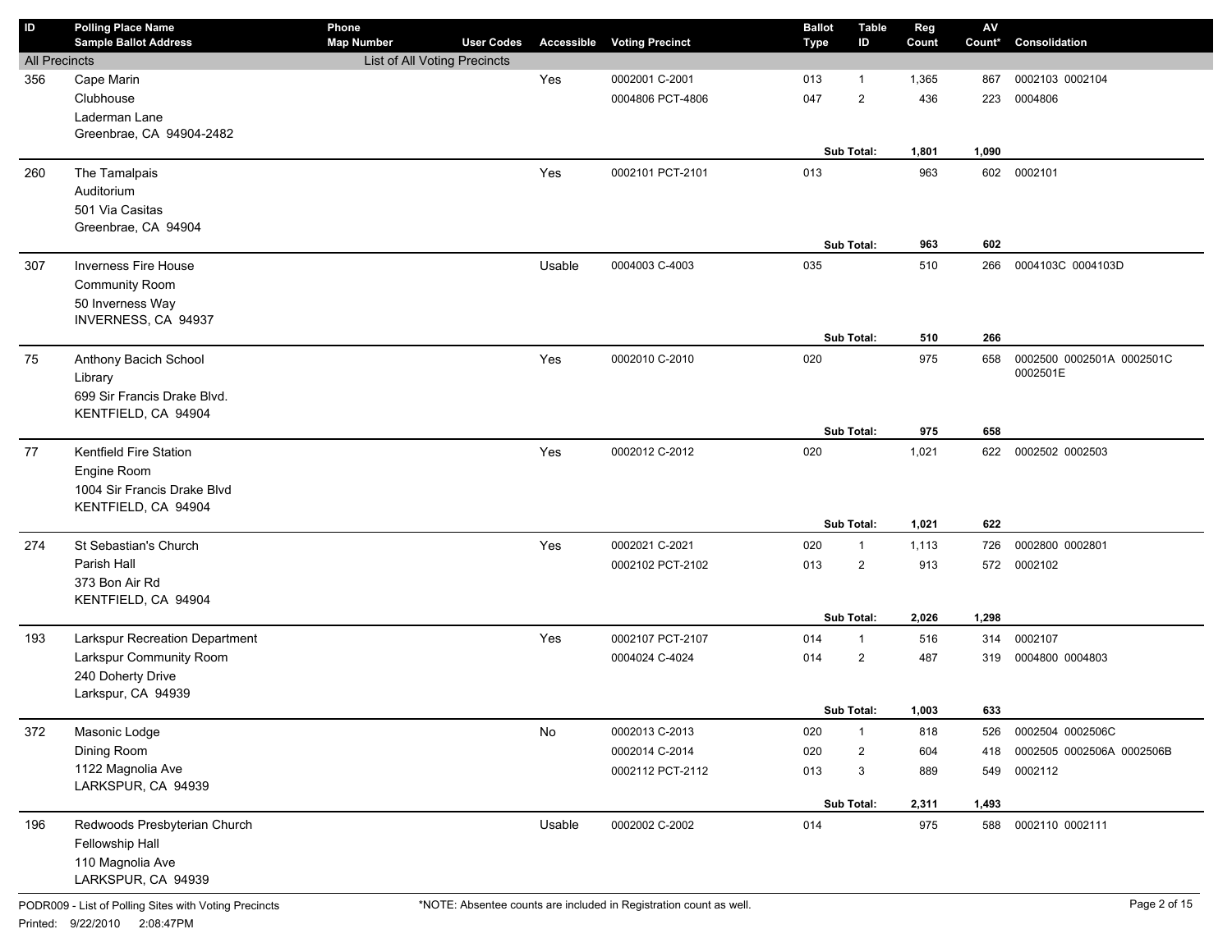| ID | Polling Place Name / Sample Ballot Address | Phone / Map Number | User Codes | Accessible | Voting Precinct | Ballot Type | Table ID | Reg Count | AV Count* | Consolidation |
|---|---|---|---|---|---|---|---|---|---|---|
| All Precincts | | List of All Voting Precincts | | | | | | | | |
| 356 | Cape Marin | | | Yes | 0002001 C-2001 | 013 | 1 | 1,365 | 867 | 0002103 0002104 |
| | Clubhouse | | | | 0004806 PCT-4806 | 047 | 2 | 436 | 223 | 0004806 |
| | Laderman Lane | | | | | | | | | |
| | Greenbrae, CA 94904-2482 | | | | | | | | | |
| | | | | | | | **Sub Total:** | **1,801** | **1,090** | |
| 260 | The Tamalpais | | | Yes | 0002101 PCT-2101 | 013 | | 963 | 602 | 0002101 |
| | Auditorium | | | | | | | | | |
| | 501 Via Casitas | | | | | | | | | |
| | Greenbrae, CA 94904 | | | | | | | | | |
| | | | | | | | **Sub Total:** | **963** | **602** | |
| 307 | Inverness Fire House | | | Usable | 0004003 C-4003 | 035 | | 510 | 266 | 0004103C 0004103D |
| | Community Room | | | | | | | | | |
| | 50 Inverness Way | | | | | | | | | |
| | INVERNESS, CA 94937 | | | | | | | | | |
| | | | | | | | **Sub Total:** | **510** | **266** | |
| 75 | Anthony Bacich School | | | Yes | 0002010 C-2010 | 020 | | 975 | 658 | 0002500 0002501A 0002501C 0002501E |
| | Library | | | | | | | | | |
| | 699 Sir Francis Drake Blvd. | | | | | | | | | |
| | KENTFIELD, CA 94904 | | | | | | | | | |
| | | | | | | | **Sub Total:** | **975** | **658** | |
| 77 | Kentfield Fire Station | | | Yes | 0002012 C-2012 | 020 | | 1,021 | 622 | 0002502 0002503 |
| | Engine Room | | | | | | | | | |
| | 1004 Sir Francis Drake Blvd | | | | | | | | | |
| | KENTFIELD, CA 94904 | | | | | | | | | |
| | | | | | | | **Sub Total:** | **1,021** | **622** | |
| 274 | St Sebastian's Church | | | Yes | 0002021 C-2021 | 020 | 1 | 1,113 | 726 | 0002800 0002801 |
| | Parish Hall | | | | 0002102 PCT-2102 | 013 | 2 | 913 | 572 | 0002102 |
| | 373 Bon Air Rd | | | | | | | | | |
| | KENTFIELD, CA 94904 | | | | | | | | | |
| | | | | | | | **Sub Total:** | **2,026** | **1,298** | |
| 193 | Larkspur Recreation Department | | | Yes | 0002107 PCT-2107 | 014 | 1 | 516 | 314 | 0002107 |
| | Larkspur Community Room | | | | 0004024 C-4024 | 014 | 2 | 487 | 319 | 0004800 0004803 |
| | 240 Doherty Drive | | | | | | | | | |
| | Larkspur, CA 94939 | | | | | | | | | |
| | | | | | | | **Sub Total:** | **1,003** | **633** | |
| 372 | Masonic Lodge | | | No | 0002013 C-2013 | 020 | 1 | 818 | 526 | 0002504 0002506C |
| | Dining Room | | | | 0002014 C-2014 | 020 | 2 | 604 | 418 | 0002505 0002506A 0002506B |
| | 1122 Magnolia Ave | | | | 0002112 PCT-2112 | 013 | 3 | 889 | 549 | 0002112 |
| | LARKSPUR, CA 94939 | | | | | | | | | |
| | | | | | | | **Sub Total:** | **2,311** | **1,493** | |
| 196 | Redwoods Presbyterian Church | | | Usable | 0002002 C-2002 | 014 | | 975 | 588 | 0002110 0002111 |
| | Fellowship Hall | | | | | | | | | |
| | 110 Magnolia Ave | | | | | | | | | |
| | LARKSPUR, CA 94939 | | | | | | | | | |

*NOTE: Absentee counts are included in Registration count as well.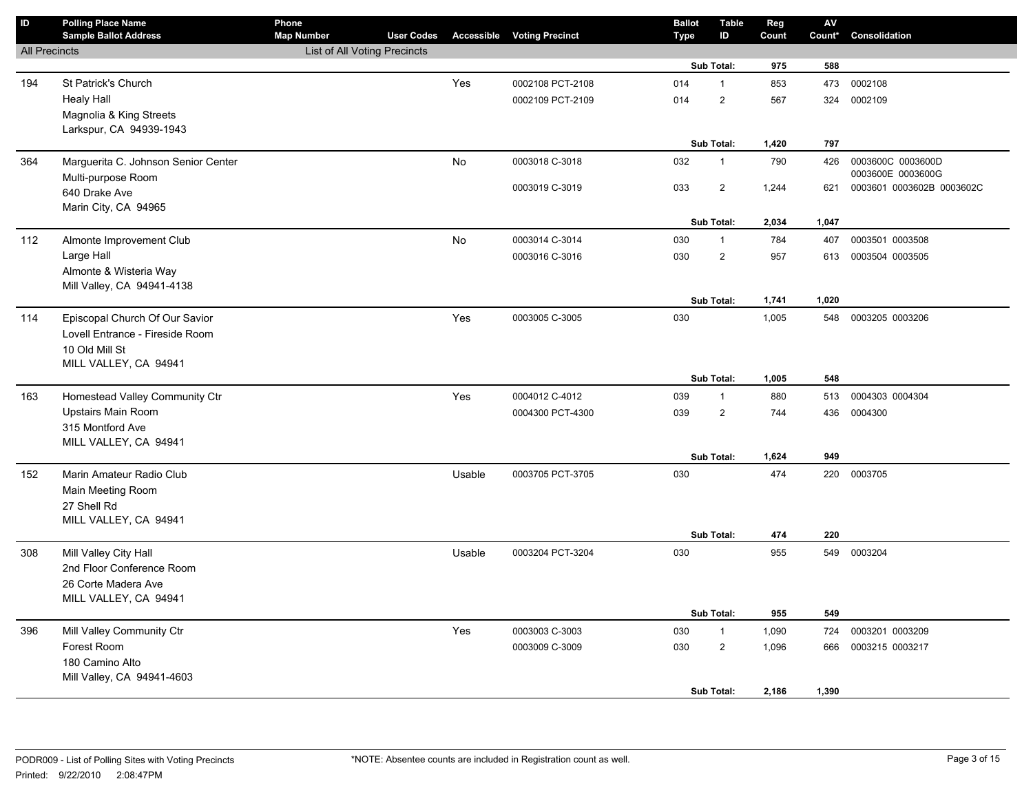| ID | Polling Place Name<br>Sample Ballot Address | Phone<br>Map Number | User Codes | Accessible | Voting Precinct | Ballot Type | Table ID | Reg Count | AV Count* | Consolidation |
|---|---|---|---|---|---|---|---|---|---|---|
| All Precincts | | List of All Voting Precincts | | | | | | | | |
| | | | | | | | Sub Total: | 975 | 588 | |
| 194 | St Patrick's Church | | | Yes | 0002108 PCT-2108 | 014 | 1 | 853 | 473 | 0002108 |
| | Healy Hall | | | | 0002109 PCT-2109 | 014 | 2 | 567 | 324 | 0002109 |
| | Magnolia & King Streets | | | | | | | | | |
| | Larkspur, CA 94939-1943 | | | | | | | | | |
| | | | | | | | Sub Total: | 1,420 | 797 | |
| 364 | Marguerita C. Johnson Senior Center | | | No | 0003018 C-3018 | 032 | 1 | 790 | 426 | 0003600C 0003600D 0003600E 0003600G |
| | Multi-purpose Room | | | | 0003019 C-3019 | 033 | 2 | 1,244 | 621 | 0003601 0003602B 0003602C |
| | 640 Drake Ave | | | | | | | | | |
| | Marin City, CA 94965 | | | | | | | | | |
| | | | | | | | Sub Total: | 2,034 | 1,047 | |
| 112 | Almonte Improvement Club | | | No | 0003014 C-3014 | 030 | 1 | 784 | 407 | 0003501 0003508 |
| | Large Hall | | | | 0003016 C-3016 | 030 | 2 | 957 | 613 | 0003504 0003505 |
| | Almonte & Wisteria Way | | | | | | | | | |
| | Mill Valley, CA 94941-4138 | | | | | | | | | |
| | | | | | | | Sub Total: | 1,741 | 1,020 | |
| 114 | Episcopal Church Of Our Savior | | | Yes | 0003005 C-3005 | 030 | | 1,005 | 548 | 0003205 0003206 |
| | Lovell Entrance - Fireside Room | | | | | | | | | |
| | 10 Old Mill St | | | | | | | | | |
| | MILL VALLEY, CA 94941 | | | | | | | | | |
| | | | | | | | Sub Total: | 1,005 | 548 | |
| 163 | Homestead Valley Community Ctr | | | Yes | 0004012 C-4012 | 039 | 1 | 880 | 513 | 0004303 0004304 |
| | Upstairs Main Room | | | | 0004300 PCT-4300 | 039 | 2 | 744 | 436 | 0004300 |
| | 315 Montford Ave | | | | | | | | | |
| | MILL VALLEY, CA 94941 | | | | | | | | | |
| | | | | | | | Sub Total: | 1,624 | 949 | |
| 152 | Marin Amateur Radio Club | | | Usable | 0003705 PCT-3705 | 030 | | 474 | 220 | 0003705 |
| | Main Meeting Room | | | | | | | | | |
| | 27 Shell Rd | | | | | | | | | |
| | MILL VALLEY, CA 94941 | | | | | | | | | |
| | | | | | | | Sub Total: | 474 | 220 | |
| 308 | Mill Valley City Hall | | | Usable | 0003204 PCT-3204 | 030 | | 955 | 549 | 0003204 |
| | 2nd Floor Conference Room | | | | | | | | | |
| | 26 Corte Madera Ave | | | | | | | | | |
| | MILL VALLEY, CA 94941 | | | | | | | | | |
| | | | | | | | Sub Total: | 955 | 549 | |
| 396 | Mill Valley Community Ctr | | | Yes | 0003003 C-3003 | 030 | 1 | 1,090 | 724 | 0003201 0003209 |
| | Forest Room | | | | 0003009 C-3009 | 030 | 2 | 1,096 | 666 | 0003215 0003217 |
| | 180 Camino Alto | | | | | | | | | |
| | Mill Valley, CA 94941-4603 | | | | | | | | | |
| | | | | | | | Sub Total: | 2,186 | 1,390 | |

*NOTE: Absentee counts are included in Registration count as well.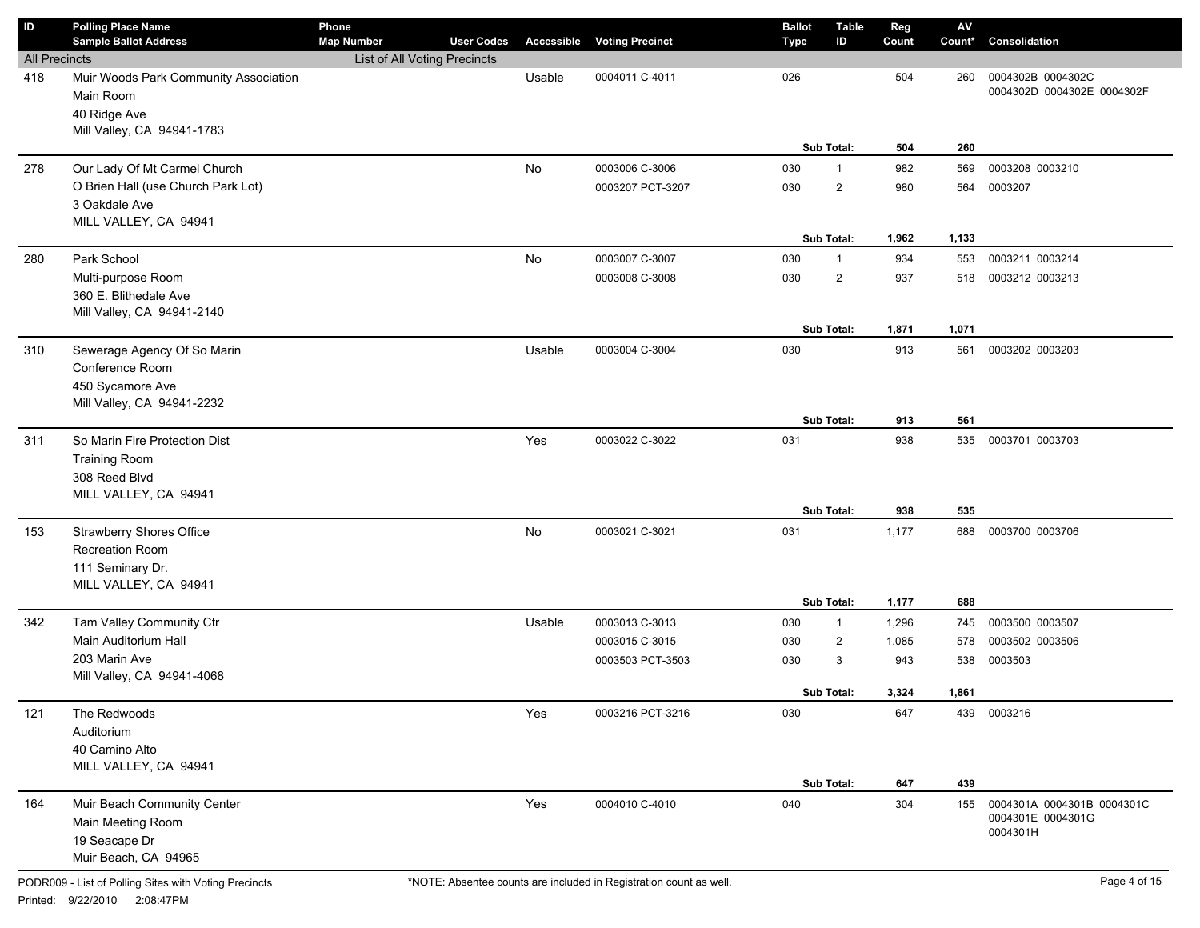| ID | Polling Place Name / Sample Ballot Address | Phone / Map Number | User Codes | Accessible | Voting Precinct | Ballot Type | Table ID | Reg Count | AV Count* | Consolidation |
|---|---|---|---|---|---|---|---|---|---|---|
| All Precincts | | List of All Voting Precincts | | | | | | | | |
| 418 | Muir Woods Park Community Association<br>Main Room<br>40 Ridge Ave<br>Mill Valley, CA 94941-1783 | | | Usable | 0004011 C-4011 | 026 | | 504 | 260 | 0004302B 0004302C 0004302D 0004302E 0004302F |
| | | | | | | | Sub Total: | 504 | 260 | |
| 278 | Our Lady Of Mt Carmel Church<br>O Brien Hall (use Church Park Lot)<br>3 Oakdale Ave<br>MILL VALLEY, CA 94941 | | | No | 0003006 C-3006 | 030 | 1 | 982 | 569 | 0003208 0003210 |
| | | | | | 0003207 PCT-3207 | 030 | 2 | 980 | 564 | 0003207 |
| | | | | | | | Sub Total: | 1,962 | 1,133 | |
| 280 | Park School<br>Multi-purpose Room<br>360 E. Blithedale Ave<br>Mill Valley, CA 94941-2140 | | | No | 0003007 C-3007 | 030 | 1 | 934 | 553 | 0003211 0003214 |
| | | | | | 0003008 C-3008 | 030 | 2 | 937 | 518 | 0003212 0003213 |
| | | | | | | | Sub Total: | 1,871 | 1,071 | |
| 310 | Sewerage Agency Of So Marin<br>Conference Room<br>450 Sycamore Ave<br>Mill Valley, CA 94941-2232 | | | Usable | 0003004 C-3004 | 030 | | 913 | 561 | 0003202 0003203 |
| | | | | | | | Sub Total: | 913 | 561 | |
| 311 | So Marin Fire Protection Dist<br>Training Room<br>308 Reed Blvd<br>MILL VALLEY, CA 94941 | | | Yes | 0003022 C-3022 | 031 | | 938 | 535 | 0003701 0003703 |
| | | | | | | | Sub Total: | 938 | 535 | |
| 153 | Strawberry Shores Office<br>Recreation Room<br>111 Seminary Dr.<br>MILL VALLEY, CA 94941 | | | No | 0003021 C-3021 | 031 | | 1,177 | 688 | 0003700 0003706 |
| | | | | | | | Sub Total: | 1,177 | 688 | |
| 342 | Tam Valley Community Ctr<br>Main Auditorium Hall<br>203 Marin Ave<br>Mill Valley, CA 94941-4068 | | | Usable | 0003013 C-3013 | 030 | 1 | 1,296 | 745 | 0003500 0003507 |
| | | | | | 0003015 C-3015 | 030 | 2 | 1,085 | 578 | 0003502 0003506 |
| | | | | | 0003503 PCT-3503 | 030 | 3 | 943 | 538 | 0003503 |
| | | | | | | | Sub Total: | 3,324 | 1,861 | |
| 121 | The Redwoods<br>Auditorium<br>40 Camino Alto<br>MILL VALLEY, CA 94941 | | | Yes | 0003216 PCT-3216 | 030 | | 647 | 439 | 0003216 |
| | | | | | | | Sub Total: | 647 | 439 | |
| 164 | Muir Beach Community Center<br>Main Meeting Room<br>19 Seacape Dr<br>Muir Beach, CA 94965 | | | Yes | 0004010 C-4010 | 040 | | 304 | 155 | 0004301A 0004301B 0004301C 0004301E 0004301G 0004301H |

PODR009 - List of Polling Sites with Voting Precincts

Printed: 9/22/2010 2:08:47PM

*NOTE: Absentee counts are included in Registration count as well.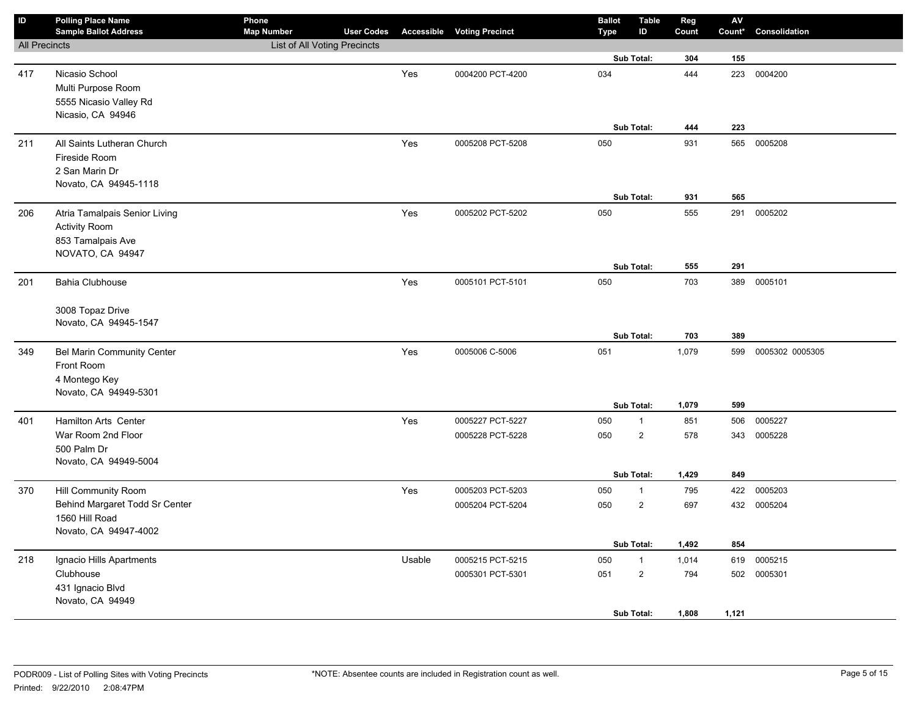| ID | Polling Place Name / Sample Ballot Address | Phone / Map Number | User Codes | Accessible | Voting Precinct | Ballot Type | Table ID | Reg Count | AV Count* | Consolidation |
|---|---|---|---|---|---|---|---|---|---|---|
| All Precincts | | List of All Voting Precincts | | | | | | | | |
| | | | | | | | Sub Total: | 304 | 155 | |
| 417 | Nicasio School<br>Multi Purpose Room<br>5555 Nicasio Valley Rd<br>Nicasio, CA 94946 | | | Yes | 0004200 PCT-4200 | 034 | | 444 | 223 | 0004200 |
| | | | | | | | Sub Total: | 444 | 223 | |
| 211 | All Saints Lutheran Church<br>Fireside Room<br>2 San Marin Dr<br>Novato, CA 94945-1118 | | | Yes | 0005208 PCT-5208 | 050 | | 931 | 565 | 0005208 |
| | | | | | | | Sub Total: | 931 | 565 | |
| 206 | Atria Tamalpais Senior Living<br>Activity Room<br>853 Tamalpais Ave<br>NOVATO, CA 94947 | | | Yes | 0005202 PCT-5202 | 050 | | 555 | 291 | 0005202 |
| | | | | | | | Sub Total: | 555 | 291 | |
| 201 | Bahia Clubhouse<br><br>3008 Topaz Drive<br>Novato, CA 94945-1547 | | | Yes | 0005101 PCT-5101 | 050 | | 703 | 389 | 0005101 |
| | | | | | | | Sub Total: | 703 | 389 | |
| 349 | Bel Marin Community Center<br>Front Room<br>4 Montego Key<br>Novato, CA 94949-5301 | | | Yes | 0005006 C-5006 | 051 | | 1,079 | 599 | 0005302 0005305 |
| | | | | | | | Sub Total: | 1,079 | 599 | |
| 401 | Hamilton Arts Center<br>War Room 2nd Floor<br>500 Palm Dr<br>Novato, CA 94949-5004 | | | Yes | 0005227 PCT-5227 | 050 | 1 | 851 | 506 | 0005227 |
| | | | | | 0005228 PCT-5228 | 050 | 2 | 578 | 343 | 0005228 |
| | | | | | | | Sub Total: | 1,429 | 849 | |
| 370 | Hill Community Room<br>Behind Margaret Todd Sr Center<br>1560 Hill Road<br>Novato, CA 94947-4002 | | | Yes | 0005203 PCT-5203 | 050 | 1 | 795 | 422 | 0005203 |
| | | | | | 0005204 PCT-5204 | 050 | 2 | 697 | 432 | 0005204 |
| | | | | | | | Sub Total: | 1,492 | 854 | |
| 218 | Ignacio Hills Apartments<br>Clubhouse<br>431 Ignacio Blvd<br>Novato, CA 94949 | | | Usable | 0005215 PCT-5215 | 050 | 1 | 1,014 | 619 | 0005215 |
| | | | | | 0005301 PCT-5301 | 051 | 2 | 794 | 502 | 0005301 |
| | | | | | | | Sub Total: | 1,808 | 1,121 | |

PODR009 - List of Polling Sites with Voting Precincts
Printed: 9/22/2010 2:08:47PM

*NOTE: Absentee counts are included in Registration count as well.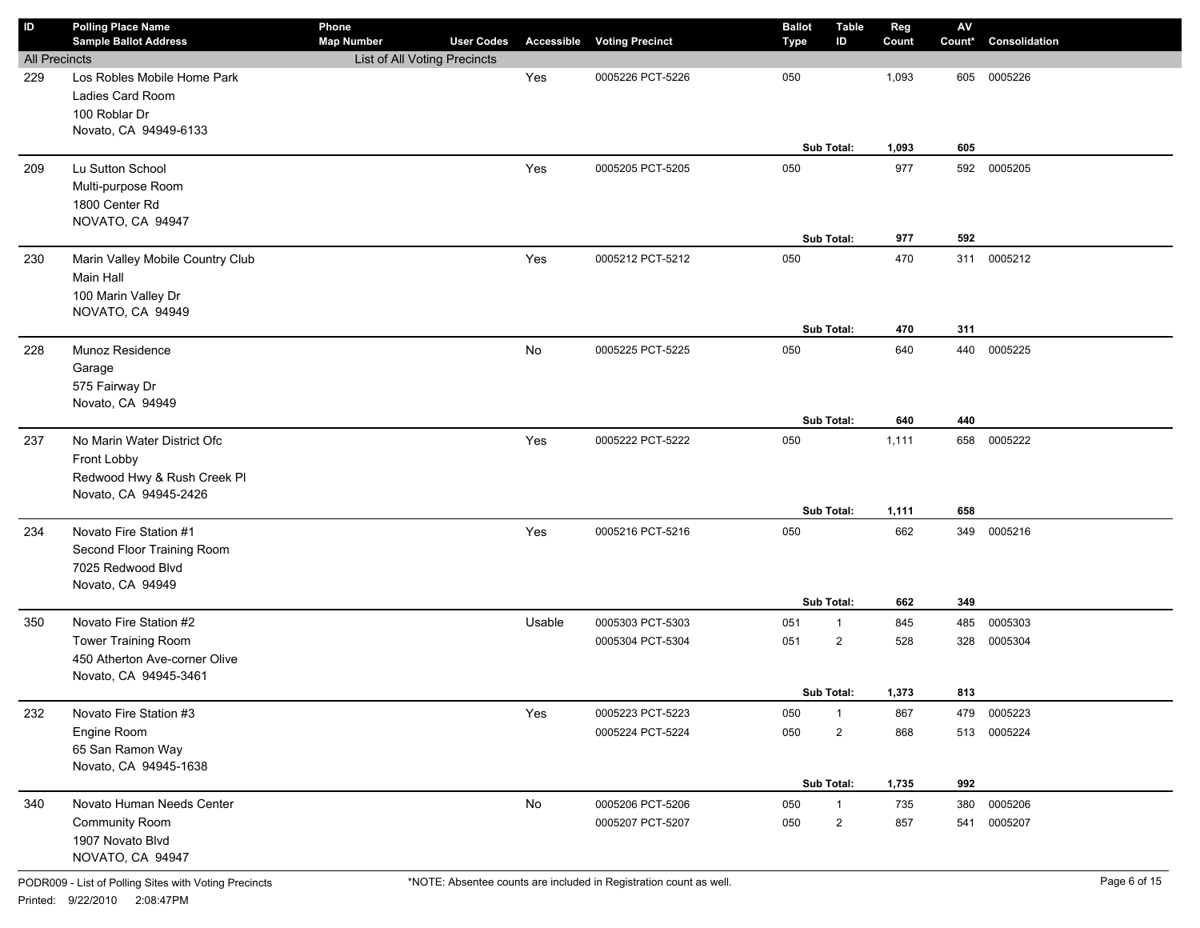| ID | Polling Place Name / Sample Ballot Address | Phone / Map Number | User Codes | Accessible | Voting Precinct | Ballot Type | Table ID | Reg Count | AV Count* | Consolidation |
|---|---|---|---|---|---|---|---|---|---|---|
| All Precincts | | List of All Voting Precincts | | | | | | | | |
| 229 | Los Robles Mobile Home Park<br>Ladies Card Room<br>100 Roblar Dr<br>Novato, CA 94949-6133 | | | Yes | 0005226 PCT-5226 | 050 | | 1,093 | 605 | 0005226 |
| | | | | | | | **Sub Total:** | **1,093** | **605** | |
| 209 | Lu Sutton School<br>Multi-purpose Room<br>1800 Center Rd<br>NOVATO, CA 94947 | | | Yes | 0005205 PCT-5205 | 050 | | 977 | 592 | 0005205 |
| | | | | | | | **Sub Total:** | **977** | **592** | |
| 230 | Marin Valley Mobile Country Club<br>Main Hall<br>100 Marin Valley Dr<br>NOVATO, CA 94949 | | | Yes | 0005212 PCT-5212 | 050 | | 470 | 311 | 0005212 |
| | | | | | | | **Sub Total:** | **470** | **311** | |
| 228 | Munoz Residence<br>Garage<br>575 Fairway Dr<br>Novato, CA 94949 | | | No | 0005225 PCT-5225 | 050 | | 640 | 440 | 0005225 |
| | | | | | | | **Sub Total:** | **640** | **440** | |
| 237 | No Marin Water District Ofc<br>Front Lobby<br>Redwood Hwy & Rush Creek Pl<br>Novato, CA 94945-2426 | | | Yes | 0005222 PCT-5222 | 050 | | 1,111 | 658 | 0005222 |
| | | | | | | | **Sub Total:** | **1,111** | **658** | |
| 234 | Novato Fire Station #1<br>Second Floor Training Room<br>7025 Redwood Blvd<br>Novato, CA 94949 | | | Yes | 0005216 PCT-5216 | 050 | | 662 | 349 | 0005216 |
| | | | | | | | **Sub Total:** | **662** | **349** | |
| 350 | Novato Fire Station #2<br>Tower Training Room<br>450 Atherton Ave-corner Olive<br>Novato, CA 94945-3461 | | | Usable | 0005303 PCT-5303 | 051 | 1 | 845 | 485 | 0005303 |
| | | | | | 0005304 PCT-5304 | 051 | 2 | 528 | 328 | 0005304 |
| | | | | | | | **Sub Total:** | **1,373** | **813** | |
| 232 | Novato Fire Station #3<br>Engine Room<br>65 San Ramon Way<br>Novato, CA 94945-1638 | | | Yes | 0005223 PCT-5223 | 050 | 1 | 867 | 479 | 0005223 |
| | | | | | 0005224 PCT-5224 | 050 | 2 | 868 | 513 | 0005224 |
| | | | | | | | **Sub Total:** | **1,735** | **992** | |
| 340 | Novato Human Needs Center<br>Community Room<br>1907 Novato Blvd<br>NOVATO, CA 94947 | | | No | 0005206 PCT-5206 | 050 | 1 | 735 | 380 | 0005206 |
| | | | | | 0005207 PCT-5207 | 050 | 2 | 857 | 541 | 0005207 |

PODR009 - List of Polling Sites with Voting Precincts

Printed: 9/22/2010 2:08:47PM

*NOTE: Absentee counts are included in Registration count as well.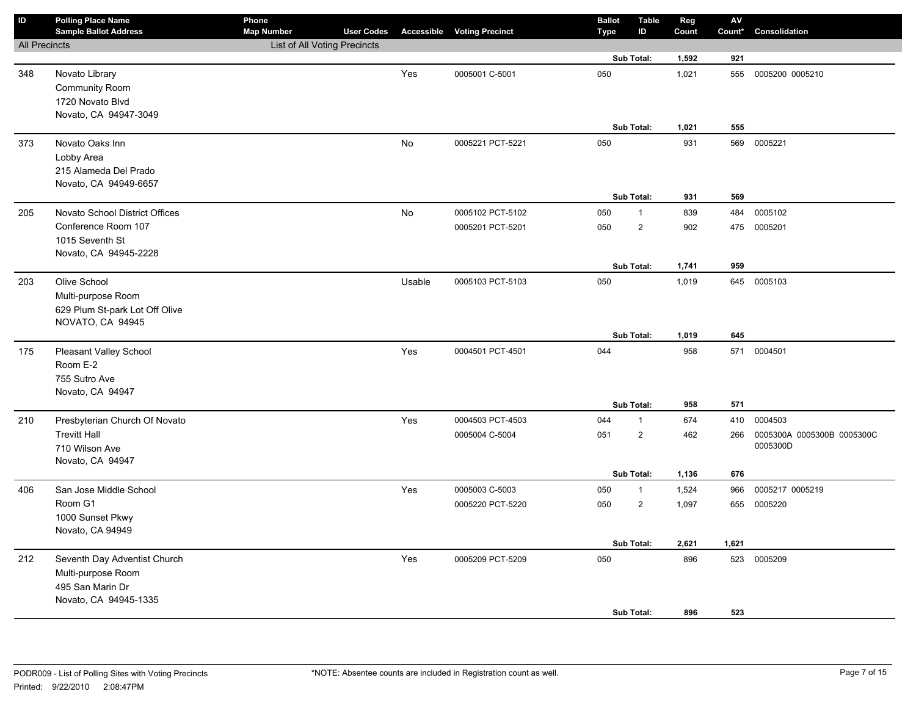| ID | Polling Place Name / Sample Ballot Address | Phone / Map Number | User Codes | Accessible | Voting Precinct | Ballot Type | Table ID | Reg Count | AV Count* | Consolidation |
|---|---|---|---|---|---|---|---|---|---|---|
| All Precincts | | List of All Voting Precincts | | | | | | | | |
| | | | | | | | Sub Total: | 1,592 | 921 | |
| 348 | Novato Library<br>Community Room<br>1720 Novato Blvd<br>Novato, CA 94947-3049 | | | Yes | 0005001 C-5001 | 050 | | 1,021 | 555 | 0005200 0005210 |
| | | | | | | | Sub Total: | 1,021 | 555 | |
| 373 | Novato Oaks Inn<br>Lobby Area<br>215 Alameda Del Prado<br>Novato, CA 94949-6657 | | | No | 0005221 PCT-5221 | 050 | | 931 | 569 | 0005221 |
| | | | | | | | Sub Total: | 931 | 569 | |
| 205 | Novato School District Offices<br>Conference Room 107<br>1015 Seventh St<br>Novato, CA 94945-2228 | | | No | 0005102 PCT-5102 | 050 | 1 | 839 | 484 | 0005102 |
| | | | | | 0005201 PCT-5201 | 050 | 2 | 902 | 475 | 0005201 |
| | | | | | | | Sub Total: | 1,741 | 959 | |
| 203 | Olive School<br>Multi-purpose Room<br>629 Plum St-park Lot Off Olive<br>NOVATO, CA 94945 | | | Usable | 0005103 PCT-5103 | 050 | | 1,019 | 645 | 0005103 |
| | | | | | | | Sub Total: | 1,019 | 645 | |
| 175 | Pleasant Valley School<br>Room E-2<br>755 Sutro Ave<br>Novato, CA 94947 | | | Yes | 0004501 PCT-4501 | 044 | | 958 | 571 | 0004501 |
| | | | | | | | Sub Total: | 958 | 571 | |
| 210 | Presbyterian Church Of Novato<br>Trevitt Hall<br>710 Wilson Ave<br>Novato, CA 94947 | | | Yes | 0004503 PCT-4503 | 044 | 1 | 674 | 410 | 0004503 |
| | | | | | 0005004 C-5004 | 051 | 2 | 462 | 266 | 0005300A 0005300B 0005300C 0005300D |
| | | | | | | | Sub Total: | 1,136 | 676 | |
| 406 | San Jose Middle School<br>Room G1<br>1000 Sunset Pkwy<br>Novato, CA 94949 | | | Yes | 0005003 C-5003 | 050 | 1 | 1,524 | 966 | 0005217 0005219 |
| | | | | | 0005220 PCT-5220 | 050 | 2 | 1,097 | 655 | 0005220 |
| | | | | | | | Sub Total: | 2,621 | 1,621 | |
| 212 | Seventh Day Adventist Church<br>Multi-purpose Room<br>495 San Marin Dr<br>Novato, CA 94945-1335 | | | Yes | 0005209 PCT-5209 | 050 | | 896 | 523 | 0005209 |
| | | | | | | | Sub Total: | 896 | 523 | |

PODR009 - List of Polling Sites with Voting Precincts

Printed: 9/22/2010 2:08:47PM

*NOTE: Absentee counts are included in Registration count as well.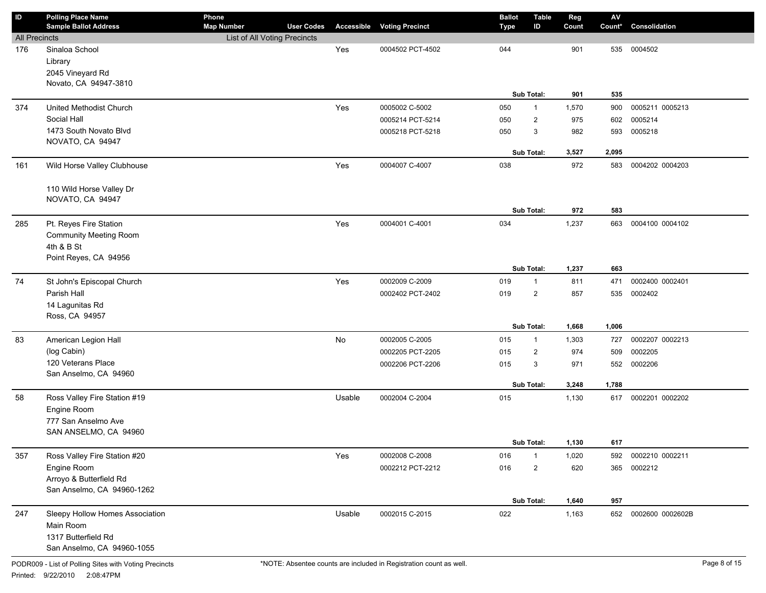| ID | Polling Place Name<br>Sample Ballot Address | Phone<br>Map Number | User Codes | Accessible | Voting Precinct | Ballot Type | Table ID | Reg Count | AV Count* | Consolidation |
|---|---|---|---|---|---|---|---|---|---|---|
| All Precincts | | List of All Voting Precincts | | | | | | | | |
| 176 | Sinaloa School<br>Library<br>2045 Vineyard Rd<br>Novato, CA 94947-3810 | | | Yes | 0004502 PCT-4502 | 044 | | 901 | 535 | 0004502 |
| | | | | | | | **Sub Total:** | **901** | **535** | |
| 374 | United Methodist Church<br>Social Hall<br>1473 South Novato Blvd<br>NOVATO, CA 94947 | | | Yes | 0005002 C-5002 | 050 | 1 | 1,570 | 900 | 0005211 0005213 |
| | | | | | 0005214 PCT-5214 | 050 | 2 | 975 | 602 | 0005214 |
| | | | | | 0005218 PCT-5218 | 050 | 3 | 982 | 593 | 0005218 |
| | | | | | | | **Sub Total:** | **3,527** | **2,095** | |
| 161 | Wild Horse Valley Clubhouse<br><br>110 Wild Horse Valley Dr<br>NOVATO, CA 94947 | | | Yes | 0004007 C-4007 | 038 | | 972 | 583 | 0004202 0004203 |
| | | | | | | | **Sub Total:** | **972** | **583** | |
| 285 | Pt. Reyes Fire Station<br>Community Meeting Room<br>4th & B St<br>Point Reyes, CA 94956 | | | Yes | 0004001 C-4001 | 034 | | 1,237 | 663 | 0004100 0004102 |
| | | | | | | | **Sub Total:** | **1,237** | **663** | |
| 74 | St John's Episcopal Church<br>Parish Hall<br>14 Lagunitas Rd<br>Ross, CA 94957 | | | Yes | 0002009 C-2009 | 019 | 1 | 811 | 471 | 0002400 0002401 |
| | | | | | 0002402 PCT-2402 | 019 | 2 | 857 | 535 | 0002402 |
| | | | | | | | **Sub Total:** | **1,668** | **1,006** | |
| 83 | American Legion Hall<br>(log Cabin)<br>120 Veterans Place<br>San Anselmo, CA 94960 | | | No | 0002005 C-2005 | 015 | 1 | 1,303 | 727 | 0002207 0002213 |
| | | | | | 0002205 PCT-2205 | 015 | 2 | 974 | 509 | 0002205 |
| | | | | | 0002206 PCT-2206 | 015 | 3 | 971 | 552 | 0002206 |
| | | | | | | | **Sub Total:** | **3,248** | **1,788** | |
| 58 | Ross Valley Fire Station #19<br>Engine Room<br>777 San Anselmo Ave<br>SAN ANSELMO, CA 94960 | | | Usable | 0002004 C-2004 | 015 | | 1,130 | 617 | 0002201 0002202 |
| | | | | | | | **Sub Total:** | **1,130** | **617** | |
| 357 | Ross Valley Fire Station #20<br>Engine Room<br>Arroyo & Butterfield Rd<br>San Anselmo, CA 94960-1262 | | | Yes | 0002008 C-2008 | 016 | 1 | 1,020 | 592 | 0002210 0002211 |
| | | | | | 0002212 PCT-2212 | 016 | 2 | 620 | 365 | 0002212 |
| | | | | | | | **Sub Total:** | **1,640** | **957** | |
| 247 | Sleepy Hollow Homes Association<br>Main Room<br>1317 Butterfield Rd<br>San Anselmo, CA 94960-1055 | | | Usable | 0002015 C-2015 | 022 | | 1,163 | 652 | 0002600 0002602B |

PODR009 - List of Polling Sites with Voting Precincts

Printed: 9/22/2010 2:08:47PM

*NOTE: Absentee counts are included in Registration count as well.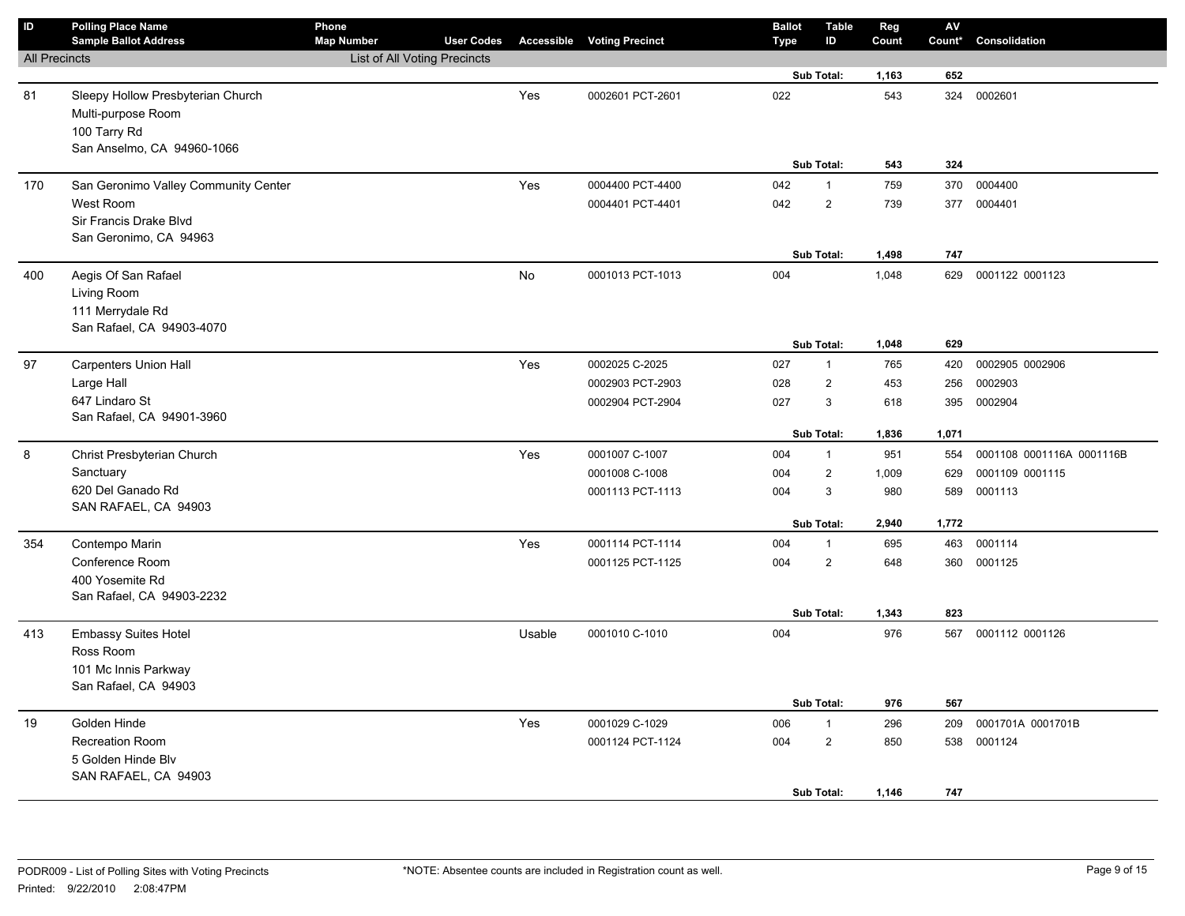| ID | Polling Place Name<br>Sample Ballot Address | Phone<br>Map Number | User Codes | Accessible | Voting Precinct | Ballot Type | Table ID | Reg Count | AV Count* | Consolidation |
|---|---|---|---|---|---|---|---|---|---|---|
| All Precincts | | List of All Voting Precincts | | | | | | | | |
| | | | | | | | Sub Total: | 1,163 | 652 | |
| 81 | Sleepy Hollow Presbyterian Church<br>Multi-purpose Room<br>100 Tarry Rd<br>San Anselmo, CA 94960-1066 | | | Yes | 0002601 PCT-2601 | 022 | | 543 | 324 | 0002601 |
| | | | | | | | Sub Total: | 543 | 324 | |
| 170 | San Geronimo Valley Community Center<br>West Room<br>Sir Francis Drake Blvd<br>San Geronimo, CA 94963 | | | Yes | 0004400 PCT-4400 | 042 | 1 | 759 | 370 | 0004400 |
| | | | | | 0004401 PCT-4401 | 042 | 2 | 739 | 377 | 0004401 |
| | | | | | | | Sub Total: | 1,498 | 747 | |
| 400 | Aegis Of San Rafael<br>Living Room<br>111 Merrydale Rd<br>San Rafael, CA 94903-4070 | | | No | 0001013 PCT-1013 | 004 | | 1,048 | 629 | 0001122 0001123 |
| | | | | | | | Sub Total: | 1,048 | 629 | |
| 97 | Carpenters Union Hall<br>Large Hall<br>647 Lindaro St<br>San Rafael, CA 94901-3960 | | | Yes | 0002025 C-2025 | 027 | 1 | 765 | 420 | 0002905 0002906 |
| | | | | | 0002903 PCT-2903 | 028 | 2 | 453 | 256 | 0002903 |
| | | | | | 0002904 PCT-2904 | 027 | 3 | 618 | 395 | 0002904 |
| | | | | | | | Sub Total: | 1,836 | 1,071 | |
| 8 | Christ Presbyterian Church<br>Sanctuary<br>620 Del Ganado Rd<br>SAN RAFAEL, CA 94903 | | | Yes | 0001007 C-1007 | 004 | 1 | 951 | 554 | 0001108 0001116A 0001116B |
| | | | | | 0001008 C-1008 | 004 | 2 | 1,009 | 629 | 0001109 0001115 |
| | | | | | 0001113 PCT-1113 | 004 | 3 | 980 | 589 | 0001113 |
| | | | | | | | Sub Total: | 2,940 | 1,772 | |
| 354 | Contempo Marin<br>Conference Room<br>400 Yosemite Rd<br>San Rafael, CA 94903-2232 | | | Yes | 0001114 PCT-1114 | 004 | 1 | 695 | 463 | 0001114 |
| | | | | | 0001125 PCT-1125 | 004 | 2 | 648 | 360 | 0001125 |
| | | | | | | | Sub Total: | 1,343 | 823 | |
| 413 | Embassy Suites Hotel<br>Ross Room<br>101 Mc Innis Parkway<br>San Rafael, CA 94903 | | | Usable | 0001010 C-1010 | 004 | | 976 | 567 | 0001112 0001126 |
| | | | | | | | Sub Total: | 976 | 567 | |
| 19 | Golden Hinde<br>Recreation Room<br>5 Golden Hinde Blv<br>SAN RAFAEL, CA 94903 | | | Yes | 0001029 C-1029 | 006 | 1 | 296 | 209 | 0001701A 0001701B |
| | | | | | 0001124 PCT-1124 | 004 | 2 | 850 | 538 | 0001124 |
| | | | | | | | Sub Total: | 1,146 | 747 | |

PODR009 - List of Polling Sites with Voting Precincts
Printed: 9/22/2010 2:08:47PM

*NOTE: Absentee counts are included in Registration count as well.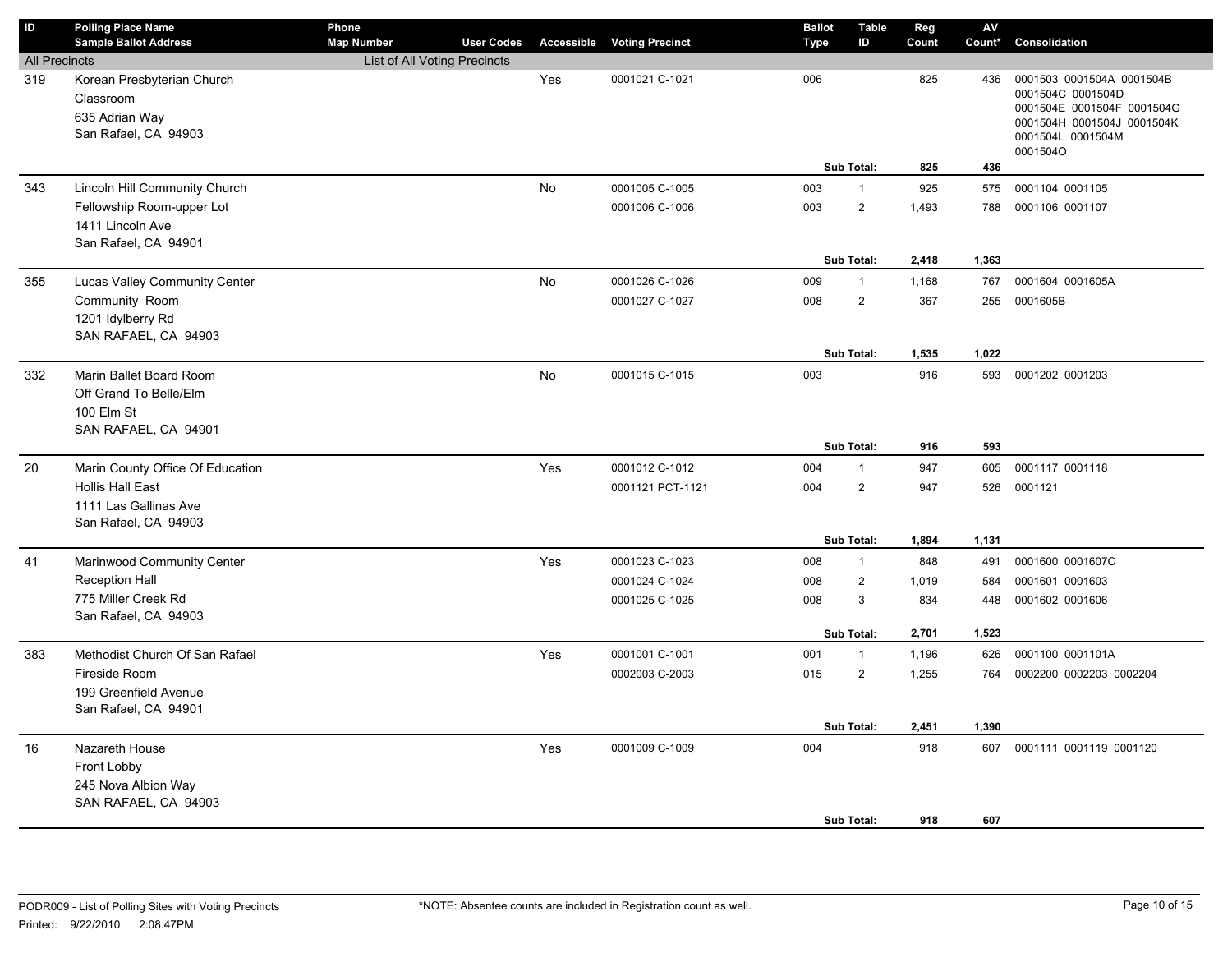| ID | Polling Place Name<br>Sample Ballot Address | Phone<br>Map Number | User Codes | Accessible | Voting Precinct | Ballot Type | Table ID | Reg Count | AV Count* | Consolidation |
|---|---|---|---|---|---|---|---|---|---|---|
| All Precincts | | List of All Voting Precincts | | | | | | | | |
| 319 | Korean Presbyterian Church<br>Classroom<br>635 Adrian Way<br>San Rafael, CA 94903 | | | Yes | 0001021 C-1021 | 006 | | 825 | 436 | 0001503 0001504A 0001504B 0001504C 0001504D 0001504E 0001504F 0001504G 0001504H 0001504J 0001504K 0001504L 0001504M 0001504O |
| | | | | | | | Sub Total: | 825 | 436 | |
| 343 | Lincoln Hill Community Church<br>Fellowship Room-upper Lot<br>1411 Lincoln Ave<br>San Rafael, CA 94901 | | | No | 0001005 C-1005 | 003 | 1 | 925 | 575 | 0001104 0001105 |
| | | | | | 0001006 C-1006 | 003 | 2 | 1,493 | 788 | 0001106 0001107 |
| | | | | | | | Sub Total: | 2,418 | 1,363 | |
| 355 | Lucas Valley Community Center<br>Community Room<br>1201 Idylberry Rd<br>SAN RAFAEL, CA 94903 | | | No | 0001026 C-1026 | 009 | 1 | 1,168 | 767 | 0001604 0001605A |
| | | | | | 0001027 C-1027 | 008 | 2 | 367 | 255 | 0001605B |
| | | | | | | | Sub Total: | 1,535 | 1,022 | |
| 332 | Marin Ballet Board Room<br>Off Grand To Belle/Elm<br>100 Elm St<br>SAN RAFAEL, CA 94901 | | | No | 0001015 C-1015 | 003 | | 916 | 593 | 0001202 0001203 |
| | | | | | | | Sub Total: | 916 | 593 | |
| 20 | Marin County Office Of Education<br>Hollis Hall East<br>1111 Las Gallinas Ave<br>San Rafael, CA 94903 | | | Yes | 0001012 C-1012 | 004 | 1 | 947 | 605 | 0001117 0001118 |
| | | | | | 0001121 PCT-1121 | 004 | 2 | 947 | 526 | 0001121 |
| | | | | | | | Sub Total: | 1,894 | 1,131 | |
| 41 | Marinwood Community Center<br>Reception Hall<br>775 Miller Creek Rd<br>San Rafael, CA 94903 | | | Yes | 0001023 C-1023 | 008 | 1 | 848 | 491 | 0001600 0001607C |
| | | | | | 0001024 C-1024 | 008 | 2 | 1,019 | 584 | 0001601 0001603 |
| | | | | | 0001025 C-1025 | 008 | 3 | 834 | 448 | 0001602 0001606 |
| | | | | | | | Sub Total: | 2,701 | 1,523 | |
| 383 | Methodist Church Of San Rafael<br>Fireside Room<br>199 Greenfield Avenue<br>San Rafael, CA 94901 | | | Yes | 0001001 C-1001 | 001 | 1 | 1,196 | 626 | 0001100 0001101A |
| | | | | | 0002003 C-2003 | 015 | 2 | 1,255 | 764 | 0002200 0002203 0002204 |
| | | | | | | | Sub Total: | 2,451 | 1,390 | |
| 16 | Nazareth House<br>Front Lobby<br>245 Nova Albion Way<br>SAN RAFAEL, CA 94903 | | | Yes | 0001009 C-1009 | 004 | | 918 | 607 | 0001111 0001119 0001120 |
| | | | | | | | Sub Total: | 918 | 607 | |

PODR009 - List of Polling Sites with Voting Precincts
Printed: 9/22/2010 2:08:47PM

*NOTE: Absentee counts are included in Registration count as well.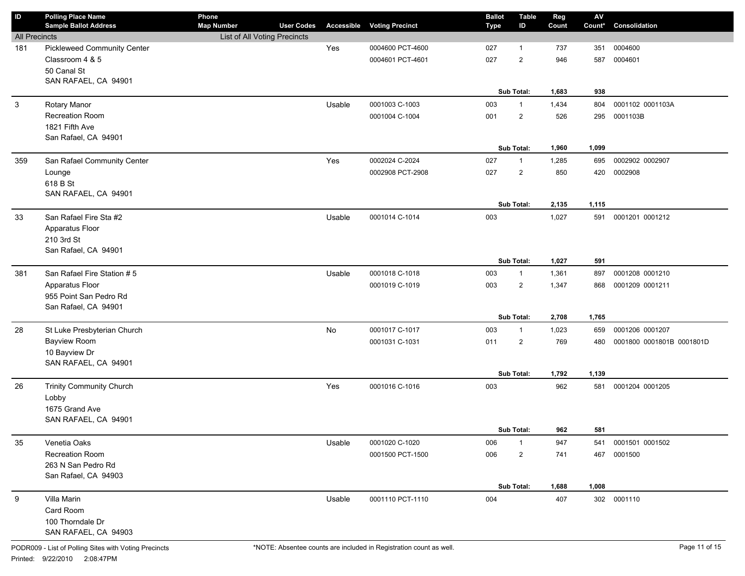| ID | Polling Place Name<br>Sample Ballot Address | Phone<br>Map Number | User Codes | Accessible | Voting Precinct | Ballot Type | Table ID | Reg Count | AV Count* | Consolidation |
|---|---|---|---|---|---|---|---|---|---|---|
| All Precincts | | List of All Voting Precincts | | | | | | | | |
| 181 | Pickleweed Community Center | | | Yes | 0004600 PCT-4600 | 027 | 1 | 737 | 351 | 0004600 |
| | Classroom 4 & 5 | | | | 0004601 PCT-4601 | 027 | 2 | 946 | 587 | 0004601 |
| | 50 Canal St | | | | | | | | | |
| | SAN RAFAEL, CA 94901 | | | | | | | | | |
| | | | | | | | **Sub Total:** | **1,683** | **938** | |
| 3 | Rotary Manor | | | Usable | 0001003 C-1003 | 003 | 1 | 1,434 | 804 | 0001102 0001103A |
| | Recreation Room | | | | 0001004 C-1004 | 001 | 2 | 526 | 295 | 0001103B |
| | 1821 Fifth Ave | | | | | | | | | |
| | San Rafael, CA 94901 | | | | | | | | | |
| | | | | | | | **Sub Total:** | **1,960** | **1,099** | |
| 359 | San Rafael Community Center | | | Yes | 0002024 C-2024 | 027 | 1 | 1,285 | 695 | 0002902 0002907 |
| | Lounge | | | | 0002908 PCT-2908 | 027 | 2 | 850 | 420 | 0002908 |
| | 618 B St | | | | | | | | | |
| | SAN RAFAEL, CA 94901 | | | | | | | | | |
| | | | | | | | **Sub Total:** | **2,135** | **1,115** | |
| 33 | San Rafael Fire Sta #2 | | | Usable | 0001014 C-1014 | 003 | | 1,027 | 591 | 0001201 0001212 |
| | Apparatus Floor | | | | | | | | | |
| | 210 3rd St | | | | | | | | | |
| | San Rafael, CA 94901 | | | | | | | | | |
| | | | | | | | **Sub Total:** | **1,027** | **591** | |
| 381 | San Rafael Fire Station # 5 | | | Usable | 0001018 C-1018 | 003 | 1 | 1,361 | 897 | 0001208 0001210 |
| | Apparatus Floor | | | | 0001019 C-1019 | 003 | 2 | 1,347 | 868 | 0001209 0001211 |
| | 955 Point San Pedro Rd | | | | | | | | | |
| | San Rafael, CA 94901 | | | | | | | | | |
| | | | | | | | **Sub Total:** | **2,708** | **1,765** | |
| 28 | St Luke Presbyterian Church | | | No | 0001017 C-1017 | 003 | 1 | 1,023 | 659 | 0001206 0001207 |
| | Bayview Room | | | | 0001031 C-1031 | 011 | 2 | 769 | 480 | 0001800 0001801B 0001801D |
| | 10 Bayview Dr | | | | | | | | | |
| | SAN RAFAEL, CA 94901 | | | | | | | | | |
| | | | | | | | **Sub Total:** | **1,792** | **1,139** | |
| 26 | Trinity Community Church | | | Yes | 0001016 C-1016 | 003 | | 962 | 581 | 0001204 0001205 |
| | Lobby | | | | | | | | | |
| | 1675 Grand Ave | | | | | | | | | |
| | SAN RAFAEL, CA 94901 | | | | | | | | | |
| | | | | | | | **Sub Total:** | **962** | **581** | |
| 35 | Venetia Oaks | | | Usable | 0001020 C-1020 | 006 | 1 | 947 | 541 | 0001501 0001502 |
| | Recreation Room | | | | 0001500 PCT-1500 | 006 | 2 | 741 | 467 | 0001500 |
| | 263 N San Pedro Rd | | | | | | | | | |
| | San Rafael, CA 94903 | | | | | | | | | |
| | | | | | | | **Sub Total:** | **1,688** | **1,008** | |
| 9 | Villa Marin | | | Usable | 0001110 PCT-1110 | 004 | | 407 | 302 | 0001110 |
| | Card Room | | | | | | | | | |
| | 100 Thorndale Dr | | | | | | | | | |
| | SAN RAFAEL, CA 94903 | | | | | | | | | |

PODR009 - List of Polling Sites with Voting Precincts

Printed: 9/22/2010 2:08:47PM

*NOTE: Absentee counts are included in Registration count as well.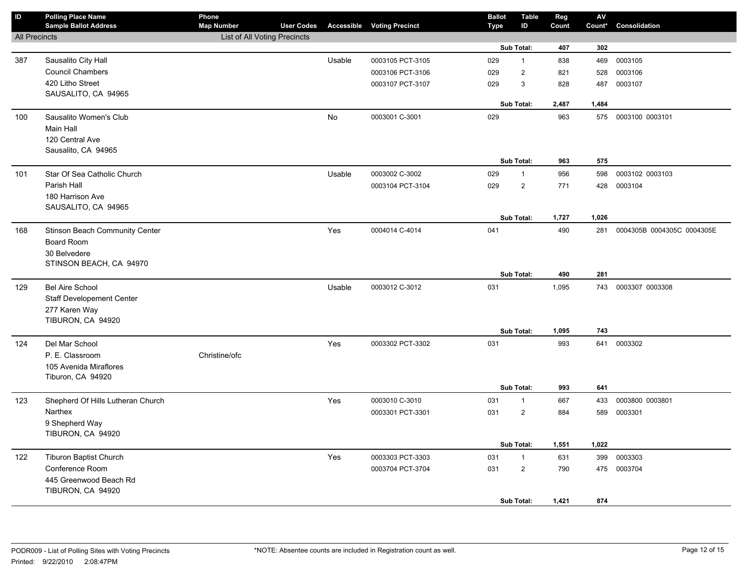| ID | Polling Place Name / Sample Ballot Address | Phone / Map Number | User Codes | Accessible | Voting Precinct | Ballot Type | Table ID | Reg Count | AV Count* | Consolidation |
|---|---|---|---|---|---|---|---|---|---|---|
| All Precincts | | List of All Voting Precincts | | | | | | | | |
| | | | | | | | Sub Total: | 407 | 302 | |
| 387 | Sausalito City Hall | | | Usable | 0003105 PCT-3105 | 029 | 1 | 838 | 469 | 0003105 |
| | Council Chambers | | | | 0003106 PCT-3106 | 029 | 2 | 821 | 528 | 0003106 |
| | 420 Litho Street | | | | 0003107 PCT-3107 | 029 | 3 | 828 | 487 | 0003107 |
| | SAUSALITO, CA 94965 | | | | | | | | | |
| | | | | | | | Sub Total: | 2,487 | 1,484 | |
| 100 | Sausalito Women's Club | | | No | 0003001 C-3001 | 029 | | 963 | 575 | 0003100 0003101 |
| | Main Hall | | | | | | | | | |
| | 120 Central Ave | | | | | | | | | |
| | Sausalito, CA 94965 | | | | | | | | | |
| | | | | | | | Sub Total: | 963 | 575 | |
| 101 | Star Of Sea Catholic Church | | | Usable | 0003002 C-3002 | 029 | 1 | 956 | 598 | 0003102 0003103 |
| | Parish Hall | | | | 0003104 PCT-3104 | 029 | 2 | 771 | 428 | 0003104 |
| | 180 Harrison Ave | | | | | | | | | |
| | SAUSALITO, CA 94965 | | | | | | | | | |
| | | | | | | | Sub Total: | 1,727 | 1,026 | |
| 168 | Stinson Beach Community Center | | | Yes | 0004014 C-4014 | 041 | | 490 | 281 | 0004305B 0004305C 0004305E |
| | Board Room | | | | | | | | | |
| | 30 Belvedere | | | | | | | | | |
| | STINSON BEACH, CA 94970 | | | | | | | | | |
| | | | | | | | Sub Total: | 490 | 281 | |
| 129 | Bel Aire School | | | Usable | 0003012 C-3012 | 031 | | 1,095 | 743 | 0003307 0003308 |
| | Staff Developement Center | | | | | | | | | |
| | 277 Karen Way | | | | | | | | | |
| | TIBURON, CA 94920 | | | | | | | | | |
| | | | | | | | Sub Total: | 1,095 | 743 | |
| 124 | Del Mar School | | | Yes | 0003302 PCT-3302 | 031 | | 993 | 641 | 0003302 |
| | P. E. Classroom | Christine/ofc | | | | | | | | |
| | 105 Avenida Miraflores | | | | | | | | | |
| | Tiburon, CA 94920 | | | | | | | | | |
| | | | | | | | Sub Total: | 993 | 641 | |
| 123 | Shepherd Of Hills Lutheran Church | | | Yes | 0003010 C-3010 | 031 | 1 | 667 | 433 | 0003800 0003801 |
| | Narthex | | | | 0003301 PCT-3301 | 031 | 2 | 884 | 589 | 0003301 |
| | 9 Shepherd Way | | | | | | | | | |
| | TIBURON, CA 94920 | | | | | | | | | |
| | | | | | | | Sub Total: | 1,551 | 1,022 | |
| 122 | Tiburon Baptist Church | | | Yes | 0003303 PCT-3303 | 031 | 1 | 631 | 399 | 0003303 |
| | Conference Room | | | | 0003704 PCT-3704 | 031 | 2 | 790 | 475 | 0003704 |
| | 445 Greenwood Beach Rd | | | | | | | | | |
| | TIBURON, CA 94920 | | | | | | | | | |
| | | | | | | | Sub Total: | 1,421 | 874 | |

PODR009 - List of Polling Sites with Voting Precincts

Printed: 9/22/2010 2:08:47PM

*NOTE: Absentee counts are included in Registration count as well.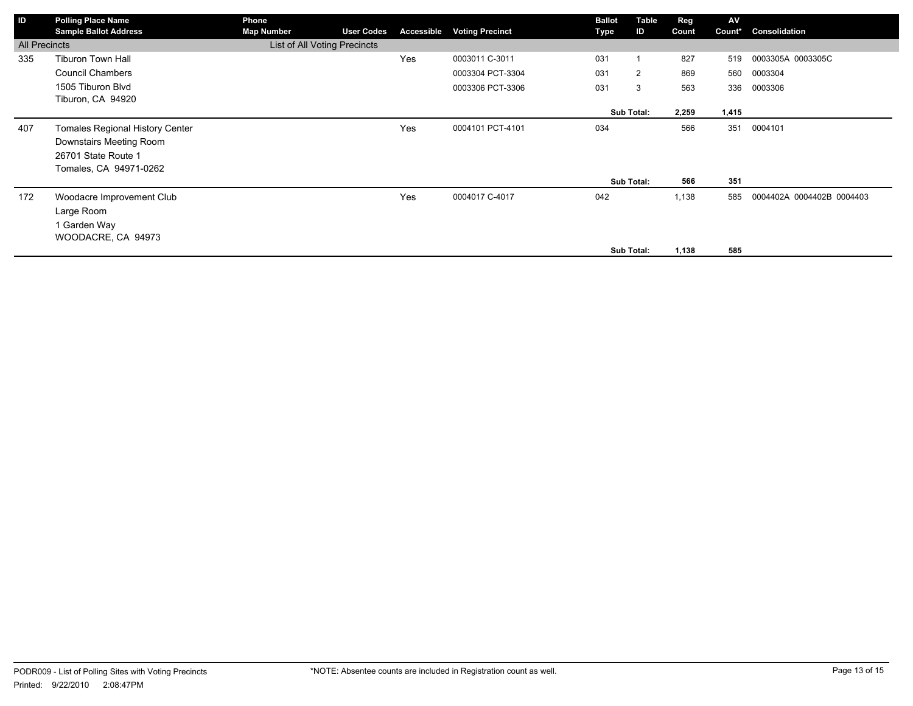| ID | Polling Place Name<br>Sample Ballot Address | Phone<br>Map Number | User Codes | Accessible | Voting Precinct | Ballot Type | Table ID | Reg Count | AV Count* | Consolidation |
|---|---|---|---|---|---|---|---|---|---|---|
| All Precincts | | List of All Voting Precincts | | | | | | | | |
| 335 | Tiburon Town Hall | | | Yes | 0003011 C-3011 | 031 | 1 | 827 | 519 | 0003305A 0003305C |
| | Council Chambers | | | | 0003304 PCT-3304 | 031 | 2 | 869 | 560 | 0003304 |
| | 1505 Tiburon Blvd | | | | 0003306 PCT-3306 | 031 | 3 | 563 | 336 | 0003306 |
| | Tiburon, CA 94920 | | | | | | | | | |
| | | | | | | | **Sub Total:** | **2,259** | **1,415** | |
| 407 | Tomales Regional History Center | | | Yes | 0004101 PCT-4101 | 034 | | 566 | 351 | 0004101 |
| | Downstairs Meeting Room | | | | | | | | | |
| | 26701 State Route 1 | | | | | | | | | |
| | Tomales, CA 94971-0262 | | | | | | | | | |
| | | | | | | | **Sub Total:** | **566** | **351** | |
| 172 | Woodacre Improvement Club | | | Yes | 0004017 C-4017 | 042 | | 1,138 | 585 | 0004402A 0004402B 0004403 |
| | Large Room | | | | | | | | | |
| | 1 Garden Way | | | | | | | | | |
| | WOODACRE, CA 94973 | | | | | | | | | |
| | | | | | | | **Sub Total:** | **1,138** | **585** | |

PODR009 - List of Polling Sites with Voting Precincts

Printed: 9/22/2010 2:08:47PM

*NOTE: Absentee counts are included in Registration count as well.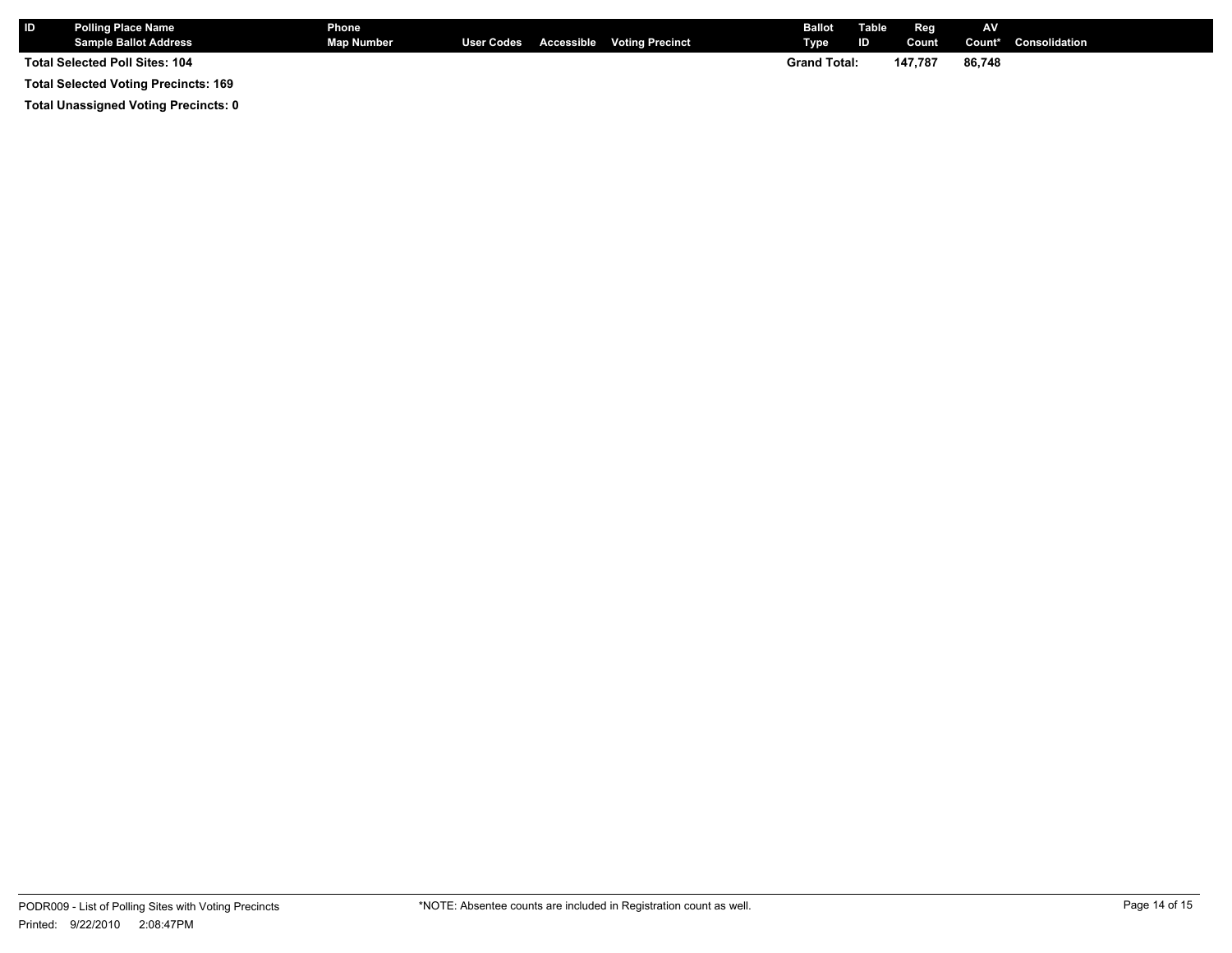| ID | Polling Place Name<br>Sample Ballot Address | Phone<br>Map Number | User Codes | Accessible | Voting Precinct | Ballot Type | Table ID | Reg Count | AV Count* | Consolidation |
|---|---|---|---|---|---|---|---|---|---|---|
| Total Selected Poll Sites: 104 | | | | | | Grand Total: | | 147,787 | 86,748 | |

**Total Selected Voting Precincts: 169**

**Total Unassigned Voting Precincts: 0**

PODR009 - List of Polling Sites with Voting Precincts

Printed: 9/22/2010 2:08:47PM

*NOTE: Absentee counts are included in Registration count as well.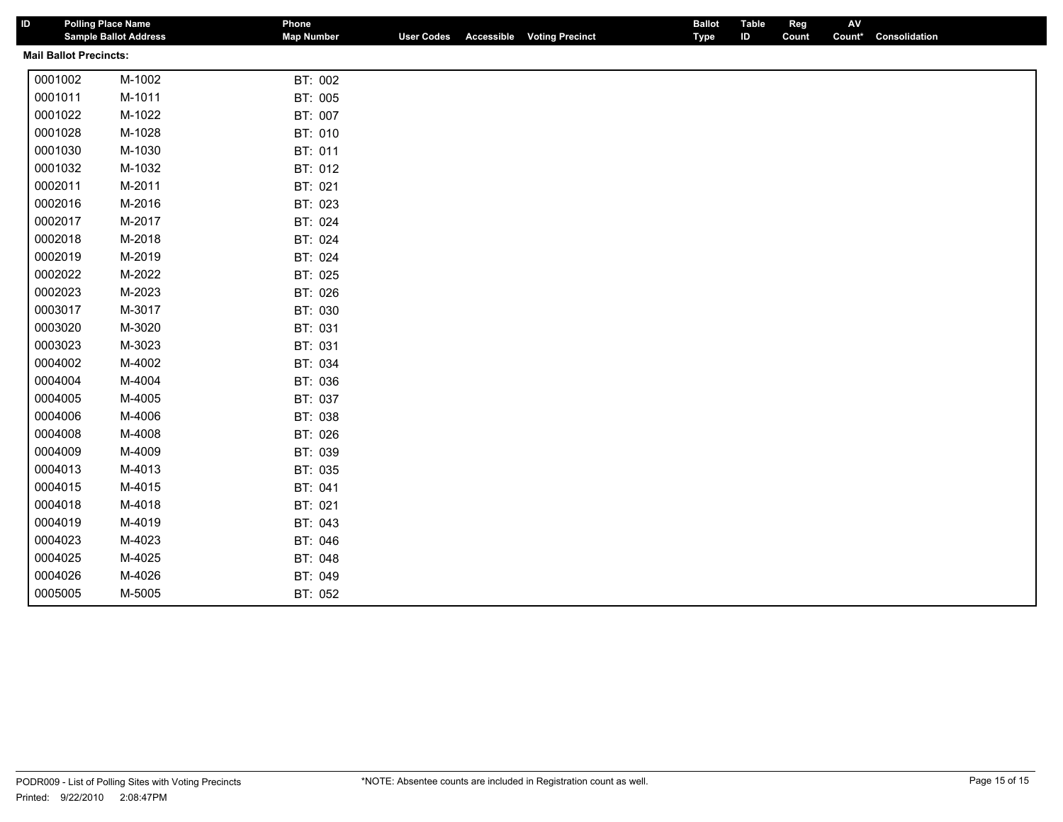| ID | Polling Place Name / Sample Ballot Address | Phone / Map Number | User Codes | Accessible | Voting Precinct | Ballot Type | Table ID | Reg Count | AV Count* | Consolidation |
|---|---|---|---|---|---|---|---|---|---|---|

**Mail Ballot Precincts:**

| | | |
|---|---|---|
| 0001002 | M-1002 | BT: 002 |
| 0001011 | M-1011 | BT: 005 |
| 0001022 | M-1022 | BT: 007 |
| 0001028 | M-1028 | BT: 010 |
| 0001030 | M-1030 | BT: 011 |
| 0001032 | M-1032 | BT: 012 |
| 0002011 | M-2011 | BT: 021 |
| 0002016 | M-2016 | BT: 023 |
| 0002017 | M-2017 | BT: 024 |
| 0002018 | M-2018 | BT: 024 |
| 0002019 | M-2019 | BT: 024 |
| 0002022 | M-2022 | BT: 025 |
| 0002023 | M-2023 | BT: 026 |
| 0003017 | M-3017 | BT: 030 |
| 0003020 | M-3020 | BT: 031 |
| 0003023 | M-3023 | BT: 031 |
| 0004002 | M-4002 | BT: 034 |
| 0004004 | M-4004 | BT: 036 |
| 0004005 | M-4005 | BT: 037 |
| 0004006 | M-4006 | BT: 038 |
| 0004008 | M-4008 | BT: 026 |
| 0004009 | M-4009 | BT: 039 |
| 0004013 | M-4013 | BT: 035 |
| 0004015 | M-4015 | BT: 041 |
| 0004018 | M-4018 | BT: 021 |
| 0004019 | M-4019 | BT: 043 |
| 0004023 | M-4023 | BT: 046 |
| 0004025 | M-4025 | BT: 048 |
| 0004026 | M-4026 | BT: 049 |
| 0005005 | M-5005 | BT: 052 |

PODR009 - List of Polling Sites with Voting Precincts

Printed: 9/22/2010 2:08:47PM

*NOTE: Absentee counts are included in Registration count as well.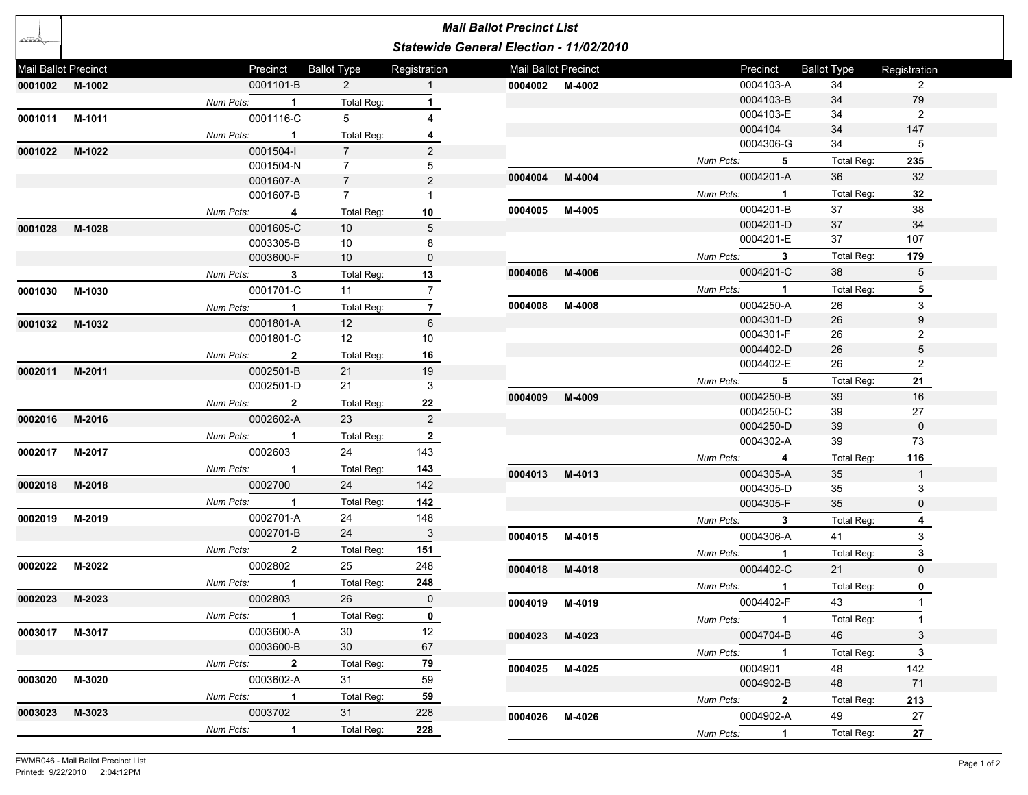# Mail Ballot Precinct List

## Statewide General Election - 11/02/2010

| Mail Ballot Precinct | | Precinct | Ballot Type | Registration |
|---|---|---|---|---|
| 0001002 | M-1002 | 0001101-B | 2 | 1 |
| | | *Num Pcts:* 1 | Total Reg: | **1** |
| 0001011 | M-1011 | 0001116-C | 5 | 4 |
| | | *Num Pcts:* 1 | Total Reg: | **4** |
| 0001022 | M-1022 | 0001504-I | 7 | 2 |
| | | 0001504-N | 7 | 5 |
| | | 0001607-A | 7 | 2 |
| | | 0001607-B | 7 | 1 |
| | | *Num Pcts:* 4 | Total Reg: | **10** |
| 0001028 | M-1028 | 0001605-C | 10 | 5 |
| | | 0003305-B | 10 | 8 |
| | | 0003600-F | 10 | 0 |
| | | *Num Pcts:* 3 | Total Reg: | **13** |
| 0001030 | M-1030 | 0001701-C | 11 | 7 |
| | | *Num Pcts:* 1 | Total Reg: | **7** |
| 0001032 | M-1032 | 0001801-A | 12 | 6 |
| | | 0001801-C | 12 | 10 |
| | | *Num Pcts:* 2 | Total Reg: | **16** |
| 0002011 | M-2011 | 0002501-B | 21 | 19 |
| | | 0002501-D | 21 | 3 |
| | | *Num Pcts:* 2 | Total Reg: | **22** |
| 0002016 | M-2016 | 0002602-A | 23 | 2 |
| | | *Num Pcts:* 1 | Total Reg: | **2** |
| 0002017 | M-2017 | 0002603 | 24 | 143 |
| | | *Num Pcts:* 1 | Total Reg: | **143** |
| 0002018 | M-2018 | 0002700 | 24 | 142 |
| | | *Num Pcts:* 1 | Total Reg: | **142** |
| 0002019 | M-2019 | 0002701-A | 24 | 148 |
| | | 0002701-B | 24 | 3 |
| | | *Num Pcts:* 2 | Total Reg: | **151** |
| 0002022 | M-2022 | 0002802 | 25 | 248 |
| | | *Num Pcts:* 1 | Total Reg: | **248** |
| 0002023 | M-2023 | 0002803 | 26 | 0 |
| | | *Num Pcts:* 1 | Total Reg: | **0** |
| 0003017 | M-3017 | 0003600-A | 30 | 12 |
| | | 0003600-B | 30 | 67 |
| | | *Num Pcts:* 2 | Total Reg: | **79** |
| 0003020 | M-3020 | 0003602-A | 31 | 59 |
| | | *Num Pcts:* 1 | Total Reg: | **59** |
| 0003023 | M-3023 | 0003702 | 31 | 228 |
| | | *Num Pcts:* 1 | Total Reg: | **228** |
| 0004002 | M-4002 | 0004103-A | 34 | 2 |
| | | 0004103-B | 34 | 79 |
| | | 0004103-E | 34 | 2 |
| | | 0004104 | 34 | 147 |
| | | 0004306-G | 34 | 5 |
| | | *Num Pcts:* 5 | Total Reg: | **235** |
| 0004004 | M-4004 | 0004201-A | 36 | 32 |
| | | *Num Pcts:* 1 | Total Reg: | **32** |
| 0004005 | M-4005 | 0004201-B | 37 | 38 |
| | | 0004201-D | 37 | 34 |
| | | 0004201-E | 37 | 107 |
| | | *Num Pcts:* 3 | Total Reg: | **179** |
| 0004006 | M-4006 | 0004201-C | 38 | 5 |
| | | *Num Pcts:* 1 | Total Reg: | **5** |
| 0004008 | M-4008 | 0004250-A | 26 | 3 |
| | | 0004301-D | 26 | 9 |
| | | 0004301-F | 26 | 2 |
| | | 0004402-D | 26 | 5 |
| | | 0004402-E | 26 | 2 |
| | | *Num Pcts:* 5 | Total Reg: | **21** |
| 0004009 | M-4009 | 0004250-B | 39 | 16 |
| | | 0004250-C | 39 | 27 |
| | | 0004250-D | 39 | 0 |
| | | 0004302-A | 39 | 73 |
| | | *Num Pcts:* 4 | Total Reg: | **116** |
| 0004013 | M-4013 | 0004305-A | 35 | 1 |
| | | 0004305-D | 35 | 3 |
| | | 0004305-F | 35 | 0 |
| | | *Num Pcts:* 3 | Total Reg: | **4** |
| 0004015 | M-4015 | 0004306-A | 41 | 3 |
| | | *Num Pcts:* 1 | Total Reg: | **3** |
| 0004018 | M-4018 | 0004402-C | 21 | 0 |
| | | *Num Pcts:* 1 | Total Reg: | **0** |
| 0004019 | M-4019 | 0004402-F | 43 | 1 |
| | | *Num Pcts:* 1 | Total Reg: | **1** |
| 0004023 | M-4023 | 0004704-B | 46 | 3 |
| | | *Num Pcts:* 1 | Total Reg: | **3** |
| 0004025 | M-4025 | 0004901 | 48 | 142 |
| | | 0004902-B | 48 | 71 |
| | | *Num Pcts:* 2 | Total Reg: | **213** |
| 0004026 | M-4026 | 0004902-A | 49 | 27 |
| | | *Num Pcts:* 1 | Total Reg: | **27** |

EWMR046 - Mail Ballot Precinct List
Printed: 9/22/2010 2:04:12PM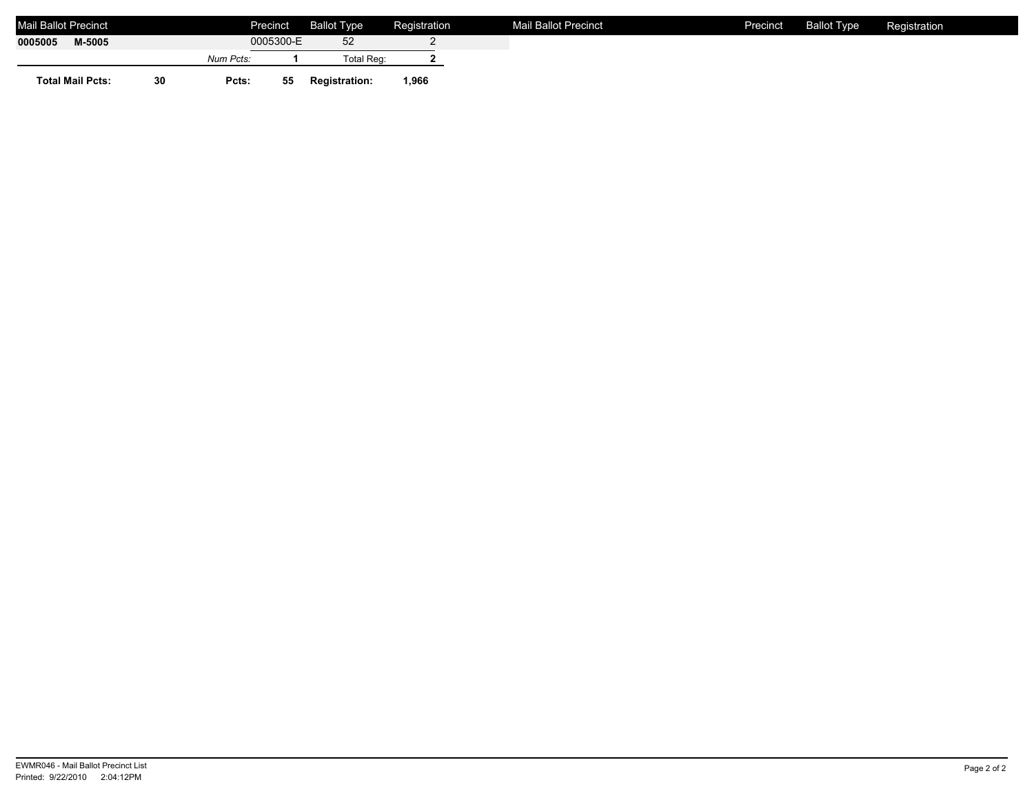| Mail Ballot Precinct | | Precinct | Ballot Type | Registration |
|---|---|---|---|---|
| **0005005** | **M-5005** | 0005300-E | 52 | 2 |
| | *Num Pcts:* | **1** | Total Reg: | **2** |

**Total Mail Pcts:** **30** **Pcts:** **55** **Registration:** **1,966**

EWMR046 - Mail Ballot Precinct List
Printed: 9/22/2010 2:04:12PM